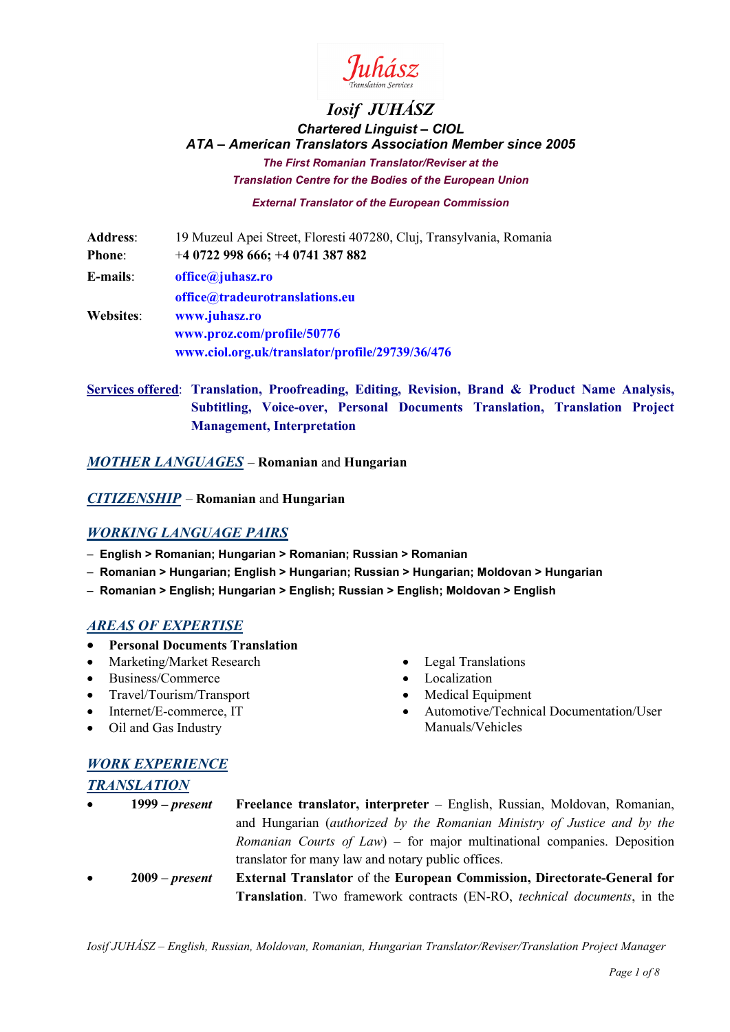Juhász
Translation Services

# *Iosif JUHÁSZ*

***Chartered Linguist – CIOL***

***ATA – American Translators Association Member since 2005***

***The First Romanian Translator/Reviser at the Translation Centre for the Bodies of the European Union***

***External Translator of the European Commission***

**Address**: 19 Muzeul Apei Street, Floresti 407280, Cluj, Transylvania, Romania
**Phone**: **+4 0722 998 666; +4 0741 387 882**
**E-mails**: **office@juhasz.ro**
**office@tradeurotranslations.eu**
**Websites**: **www.juhasz.ro**
**www.proz.com/profile/50776**
**www.ciol.org.uk/translator/profile/29739/36/476**

**Services offered**: **Translation, Proofreading, Editing, Revision, Brand & Product Name Analysis, Subtitling, Voice-over, Personal Documents Translation, Translation Project Management, Interpretation**

## *MOTHER LANGUAGES* – **Romanian** and **Hungarian**

## *CITIZENSHIP* – **Romanian** and **Hungarian**

## *WORKING LANGUAGE PAIRS*

- **English > Romanian; Hungarian > Romanian; Russian > Romanian**
- **Romanian > Hungarian; English > Hungarian; Russian > Hungarian; Moldovan > Hungarian**
- **Romanian > English; Hungarian > English; Russian > English; Moldovan > English**

## *AREAS OF EXPERTISE*

- **Personal Documents Translation**
- Marketing/Market Research
- Business/Commerce
- Travel/Tourism/Transport
- Internet/E-commerce, IT
- Oil and Gas Industry
- Legal Translations
- Localization
- Medical Equipment
- Automotive/Technical Documentation/User Manuals/Vehicles

## *WORK EXPERIENCE*

### *TRANSLATION*

- **1999 – *present*** **Freelance translator, interpreter** – English, Russian, Moldovan, Romanian, and Hungarian (*authorized by the Romanian Ministry of Justice and by the Romanian Courts of Law*) – for major multinational companies. Deposition translator for many law and notary public offices.
- **2009 – *present*** **External Translator** of the **European Commission, Directorate-General for Translation**. Two framework contracts (EN-RO, *technical documents*, in the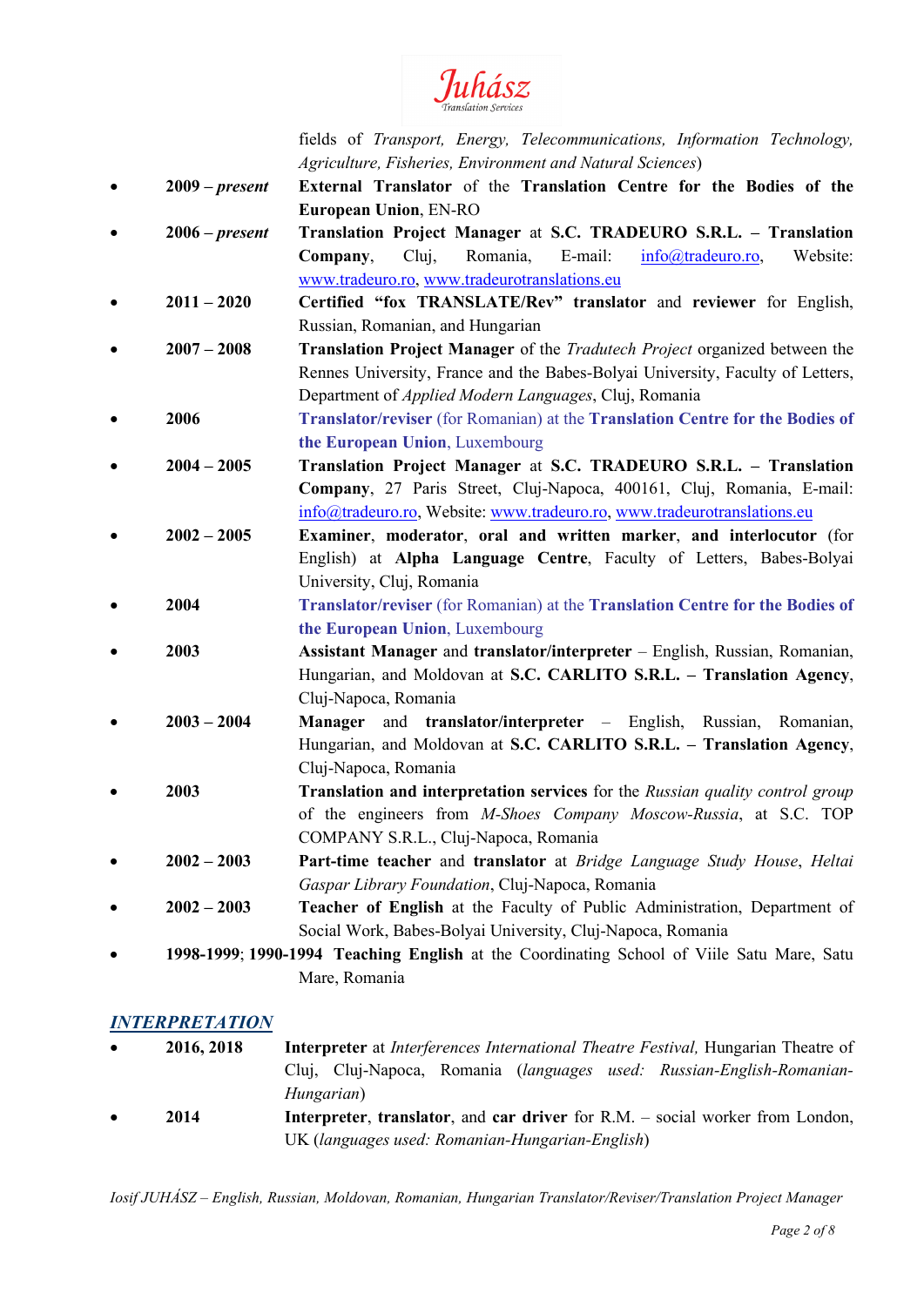fields of *Transport, Energy, Telecommunications, Information Technology, Agriculture, Fisheries, Environment and Natural Sciences*)

- **2009 –** ***present*** **External Translator** of the **Translation Centre for the Bodies of the European Union**, EN-RO
- **2006 –** ***present*** **Translation Project Manager** at **S.C. TRADEURO S.R.L. – Translation Company**, Cluj, Romania, E-mail: info@tradeuro.ro, Website: www.tradeuro.ro, www.tradeurotranslations.eu
- **2011 – 2020** **Certified "fox TRANSLATE/Rev" translator** and **reviewer** for English, Russian, Romanian, and Hungarian
- **2007 – 2008** **Translation Project Manager** of the *Tradutech Project* organized between the Rennes University, France and the Babes-Bolyai University, Faculty of Letters, Department of *Applied Modern Languages*, Cluj, Romania
- **2006** **Translator/reviser** (for Romanian) at the **Translation Centre for the Bodies of the European Union**, Luxembourg
- **2004 – 2005** **Translation Project Manager** at **S.C. TRADEURO S.R.L. – Translation Company**, 27 Paris Street, Cluj-Napoca, 400161, Cluj, Romania, E-mail: info@tradeuro.ro, Website: www.tradeuro.ro, www.tradeurotranslations.eu
- **2002 – 2005** **Examiner**, **moderator**, **oral and written marker**, **and interlocutor** (for English) at **Alpha Language Centre**, Faculty of Letters, Babes-Bolyai University, Cluj, Romania
- **2004** **Translator/reviser** (for Romanian) at the **Translation Centre for the Bodies of the European Union**, Luxembourg
- **2003** **Assistant Manager** and **translator/interpreter** – English, Russian, Romanian, Hungarian, and Moldovan at **S.C. CARLITO S.R.L. – Translation Agency**, Cluj-Napoca, Romania
- **2003 – 2004** **Manager** and **translator/interpreter** – English, Russian, Romanian, Hungarian, and Moldovan at **S.C. CARLITO S.R.L. – Translation Agency**, Cluj-Napoca, Romania
- **2003** **Translation and interpretation services** for the *Russian quality control group* of the engineers from *M-Shoes Company Moscow-Russia*, at S.C. TOP COMPANY S.R.L., Cluj-Napoca, Romania
- **2002 – 2003** **Part-time teacher** and **translator** at *Bridge Language Study House*, *Heltai Gaspar Library Foundation*, Cluj-Napoca, Romania
- **2002 – 2003** **Teacher of English** at the Faculty of Public Administration, Department of Social Work, Babes-Bolyai University, Cluj-Napoca, Romania
- **1998-1999**; **1990-1994** **Teaching English** at the Coordinating School of Viile Satu Mare, Satu Mare, Romania

## *INTERPRETATION*

- **2016, 2018** **Interpreter** at *Interferences International Theatre Festival,* Hungarian Theatre of Cluj, Cluj-Napoca, Romania (*languages used: Russian-English-Romanian-Hungarian*)
- **2014** **Interpreter**, **translator**, and **car driver** for R.M. – social worker from London, UK (*languages used: Romanian-Hungarian-English*)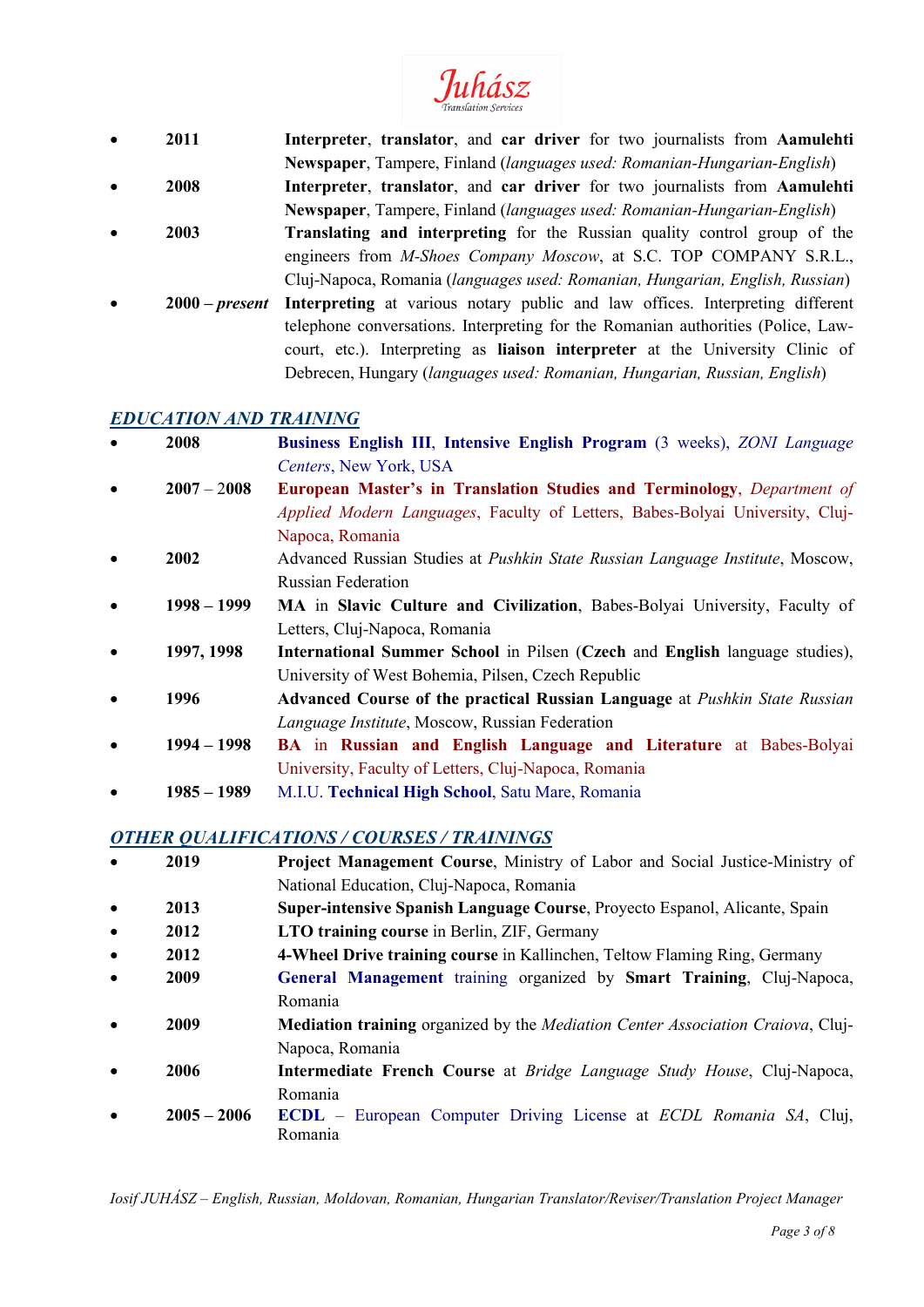- **2011** **Interpreter**, **translator**, and **car driver** for two journalists from **Aamulehti Newspaper**, Tampere, Finland (*languages used: Romanian-Hungarian-English*)
- **2008** **Interpreter**, **translator**, and **car driver** for two journalists from **Aamulehti Newspaper**, Tampere, Finland (*languages used: Romanian-Hungarian-English*)
- **2003** **Translating and interpreting** for the Russian quality control group of the engineers from *M-Shoes Company Moscow*, at S.C. TOP COMPANY S.R.L., Cluj-Napoca, Romania (*languages used: Romanian, Hungarian, English, Russian*)
- **2000 – *present*** **Interpreting** at various notary public and law offices. Interpreting different telephone conversations. Interpreting for the Romanian authorities (Police, Law-court, etc.). Interpreting as **liaison interpreter** at the University Clinic of Debrecen, Hungary (*languages used: Romanian, Hungarian, Russian, English*)

## *EDUCATION AND TRAINING*

- **2008** **Business English III**, **Intensive English Program** (3 weeks), *ZONI Language Centers*, New York, USA
- **2007** – **2008** **European Master's in Translation Studies and Terminology**, *Department of Applied Modern Languages*, Faculty of Letters, Babes-Bolyai University, Cluj-Napoca, Romania
- **2002** Advanced Russian Studies at *Pushkin State Russian Language Institute*, Moscow, Russian Federation
- **1998 – 1999** **MA** in **Slavic Culture and Civilization**, Babes-Bolyai University, Faculty of Letters, Cluj-Napoca, Romania
- **1997, 1998** **International Summer School** in Pilsen (**Czech** and **English** language studies), University of West Bohemia, Pilsen, Czech Republic
- **1996** **Advanced Course of the practical Russian Language** at *Pushkin State Russian Language Institute*, Moscow, Russian Federation
- **1994 – 1998** **BA** in **Russian and English Language and Literature** at Babes-Bolyai University, Faculty of Letters, Cluj-Napoca, Romania
- **1985 – 1989** M.I.U. **Technical High School**, Satu Mare, Romania

## *OTHER QUALIFICATIONS / COURSES / TRAININGS*

- **2019** **Project Management Course**, Ministry of Labor and Social Justice-Ministry of National Education, Cluj-Napoca, Romania
- **2013** **Super-intensive Spanish Language Course**, Proyecto Espanol, Alicante, Spain
- **2012** **LTO training course** in Berlin, ZIF, Germany
- **2012** **4-Wheel Drive training course** in Kallinchen, Teltow Flaming Ring, Germany
- **2009** **General Management** training organized by **Smart Training**, Cluj-Napoca, Romania
- **2009** **Mediation training** organized by the *Mediation Center Association Craiova*, Cluj-Napoca, Romania
- **2006** **Intermediate French Course** at *Bridge Language Study House*, Cluj-Napoca, Romania
- **2005 – 2006** **ECDL** – European Computer Driving License at *ECDL Romania SA*, Cluj, Romania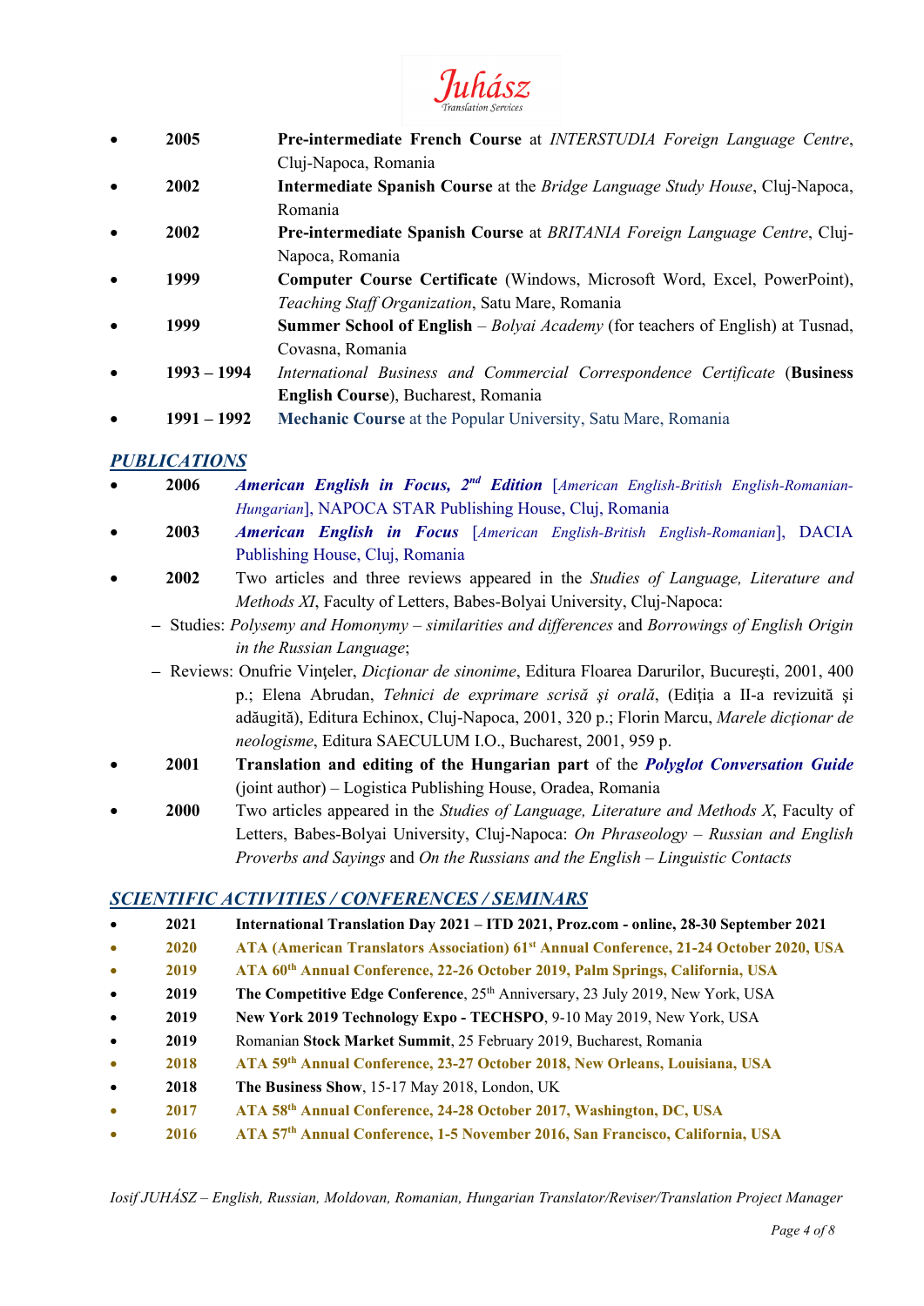- **2005** **Pre-intermediate French Course** at *INTERSTUDIA Foreign Language Centre*, Cluj-Napoca, Romania
- **2002** **Intermediate Spanish Course** at the *Bridge Language Study House*, Cluj-Napoca, Romania
- **2002** **Pre-intermediate Spanish Course** at *BRITANIA Foreign Language Centre*, Cluj-Napoca, Romania
- **1999** **Computer Course Certificate** (Windows, Microsoft Word, Excel, PowerPoint), *Teaching Staff Organization*, Satu Mare, Romania
- **1999** **Summer School of English** – *Bolyai Academy* (for teachers of English) at Tusnad, Covasna, Romania
- **1993 – 1994** *International Business and Commercial Correspondence Certificate* (**Business English Course**), Bucharest, Romania
- **1991 – 1992** **Mechanic Course** at the Popular University, Satu Mare, Romania

## *PUBLICATIONS*

- **2006** ***American English in Focus, 2nd Edition*** [*American English-British English-Romanian-Hungarian*], NAPOCA STAR Publishing House, Cluj, Romania
- **2003** ***American English in Focus*** [*American English-British English-Romanian*], DACIA Publishing House, Cluj, Romania
- **2002** Two articles and three reviews appeared in the *Studies of Language, Literature and Methods XI*, Faculty of Letters, Babes-Bolyai University, Cluj-Napoca:
  - Studies: *Polysemy and Homonymy – similarities and differences* and *Borrowings of English Origin in the Russian Language*;
  - Reviews: Onufrie Vinţeler, *Dicţionar de sinonime*, Editura Floarea Darurilor, Bucureşti, 2001, 400 p.; Elena Abrudan, *Tehnici de exprimare scrisă şi orală*, (Ediţia a II-a revizuită şi adăugită), Editura Echinox, Cluj-Napoca, 2001, 320 p.; Florin Marcu, *Marele dicţionar de neologisme*, Editura SAECULUM I.O., Bucharest, 2001, 959 p.
- **2001** **Translation and editing of the Hungarian part** of the ***Polyglot Conversation Guide*** (joint author) – Logistica Publishing House, Oradea, Romania
- **2000** Two articles appeared in the *Studies of Language, Literature and Methods X*, Faculty of Letters, Babes-Bolyai University, Cluj-Napoca: *On Phraseology – Russian and English Proverbs and Sayings* and *On the Russians and the English – Linguistic Contacts*

## *SCIENTIFIC ACTIVITIES / CONFERENCES / SEMINARS*

- **2021** **International Translation Day 2021 – ITD 2021, Proz.com - online, 28-30 September 2021**
- **2020** **ATA (American Translators Association) 61st Annual Conference, 21-24 October 2020, USA**
- **2019** **ATA 60th Annual Conference, 22-26 October 2019, Palm Springs, California, USA**
- **2019** **The Competitive Edge Conference**, 25th Anniversary, 23 July 2019, New York, USA
- **2019** **New York 2019 Technology Expo - TECHSPO**, 9-10 May 2019, New York, USA
- **2019** Romanian **Stock Market Summit**, 25 February 2019, Bucharest, Romania
- **2018** **ATA 59th Annual Conference, 23-27 October 2018, New Orleans, Louisiana, USA**
- **2018** **The Business Show**, 15-17 May 2018, London, UK
- **2017** **ATA 58th Annual Conference, 24-28 October 2017, Washington, DC, USA**
- **2016** **ATA 57th Annual Conference, 1-5 November 2016, San Francisco, California, USA**

*Iosif JUHÁSZ – English, Russian, Moldovan, Romanian, Hungarian Translator/Reviser/Translation Project Manager*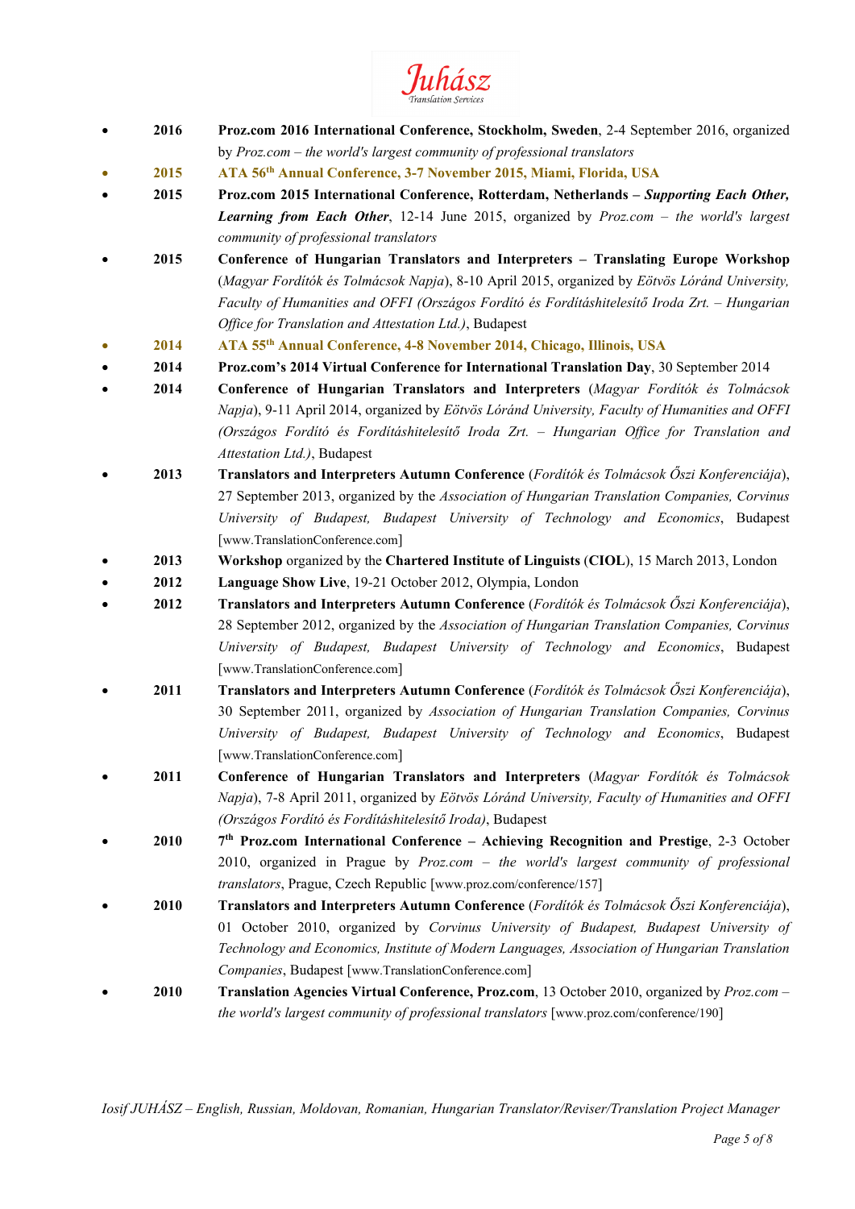- **2016** **Proz.com 2016 International Conference, Stockholm, Sweden**, 2-4 September 2016, organized by *Proz.com – the world's largest community of professional translators*
- **2015** **ATA 56th Annual Conference, 3-7 November 2015, Miami, Florida, USA**
- **2015** **Proz.com 2015 International Conference, Rotterdam, Netherlands –** ***Supporting Each Other, Learning from Each Other***, 12-14 June 2015, organized by *Proz.com – the world's largest community of professional translators*
- **2015** **Conference of Hungarian Translators and Interpreters – Translating Europe Workshop** (*Magyar Fordítók és Tolmácsok Napja*), 8-10 April 2015, organized by *Eötvös Lóránd University, Faculty of Humanities and OFFI (Országos Fordító és Fordításhitelesítő Iroda Zrt. – Hungarian Office for Translation and Attestation Ltd.)*, Budapest
- **2014** **ATA 55th Annual Conference, 4-8 November 2014, Chicago, Illinois, USA**
- **2014** **Proz.com's 2014 Virtual Conference for International Translation Day**, 30 September 2014
- **2014** **Conference of Hungarian Translators and Interpreters** (*Magyar Fordítók és Tolmácsok Napja*), 9-11 April 2014, organized by *Eötvös Lóránd University, Faculty of Humanities and OFFI (Országos Fordító és Fordításhitelesítő Iroda Zrt. – Hungarian Office for Translation and Attestation Ltd.)*, Budapest
- **2013** **Translators and Interpreters Autumn Conference** (*Fordítók és Tolmácsok Őszi Konferenciája*), 27 September 2013, organized by the *Association of Hungarian Translation Companies, Corvinus University of Budapest, Budapest University of Technology and Economics*, Budapest [www.TranslationConference.com]
- **2013** **Workshop** organized by the **Chartered Institute of Linguists** (**CIOL**), 15 March 2013, London
- **2012** **Language Show Live**, 19-21 October 2012, Olympia, London
- **2012** **Translators and Interpreters Autumn Conference** (*Fordítók és Tolmácsok Őszi Konferenciája*), 28 September 2012, organized by the *Association of Hungarian Translation Companies, Corvinus University of Budapest, Budapest University of Technology and Economics*, Budapest [www.TranslationConference.com]
- **2011** **Translators and Interpreters Autumn Conference** (*Fordítók és Tolmácsok Őszi Konferenciája*), 30 September 2011, organized by *Association of Hungarian Translation Companies, Corvinus University of Budapest, Budapest University of Technology and Economics*, Budapest [www.TranslationConference.com]
- **2011** **Conference of Hungarian Translators and Interpreters** (*Magyar Fordítók és Tolmácsok Napja*), 7-8 April 2011, organized by *Eötvös Lóránd University, Faculty of Humanities and OFFI (Országos Fordító és Fordításhitelesítő Iroda)*, Budapest
- **2010** **7th Proz.com International Conference – Achieving Recognition and Prestige**, 2-3 October 2010, organized in Prague by *Proz.com – the world's largest community of professional translators*, Prague, Czech Republic [www.proz.com/conference/157]
- **2010** **Translators and Interpreters Autumn Conference** (*Fordítók és Tolmácsok Őszi Konferenciája*), 01 October 2010, organized by *Corvinus University of Budapest, Budapest University of Technology and Economics, Institute of Modern Languages, Association of Hungarian Translation Companies*, Budapest [www.TranslationConference.com]
- **2010** **Translation Agencies Virtual Conference, Proz.com**, 13 October 2010, organized by *Proz.com – the world's largest community of professional translators* [www.proz.com/conference/190]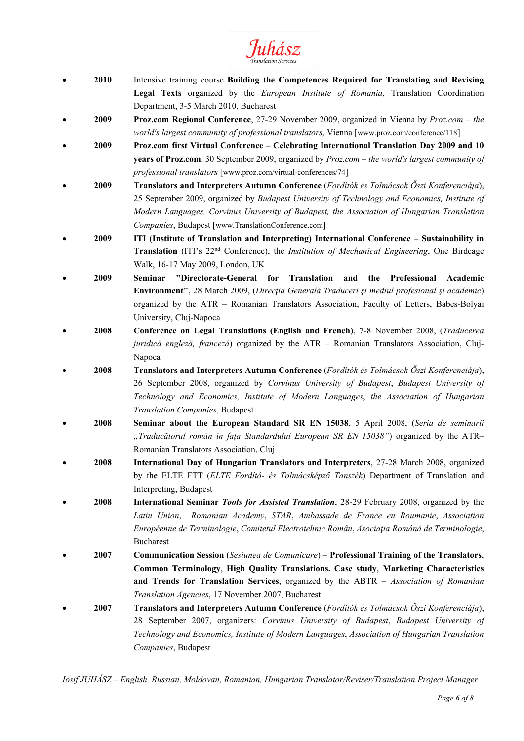- **2010** Intensive training course **Building the Competences Required for Translating and Revising Legal Texts** organized by the *European Institute of Romania*, Translation Coordination Department, 3-5 March 2010, Bucharest
- **2009** **Proz.com Regional Conference**, 27-29 November 2009, organized in Vienna by *Proz.com – the world's largest community of professional translators*, Vienna [www.proz.com/conference/118]
- **2009** **Proz.com first Virtual Conference – Celebrating International Translation Day 2009 and 10 years of Proz.com**, 30 September 2009, organized by *Proz.com – the world's largest community of professional translators* [www.proz.com/virtual-conferences/74]
- **2009** **Translators and Interpreters Autumn Conference** (*Fordítók és Tolmácsok Őszi Konferenciája*), 25 September 2009, organized by *Budapest University of Technology and Economics, Institute of Modern Languages, Corvinus University of Budapest, the Association of Hungarian Translation Companies*, Budapest [www.TranslationConference.com]
- **2009** **ITI (Institute of Translation and Interpreting) International Conference – Sustainability in Translation** (ITI's 22nd Conference), the *Institution of Mechanical Engineering*, One Birdcage Walk, 16-17 May 2009, London, UK
- **2009** **Seminar "Directorate-General for Translation and the Professional Academic Environment"**, 28 March 2009, (*Direcţia Generală Traduceri şi mediul profesional şi academic*) organized by the ATR – Romanian Translators Association, Faculty of Letters, Babes-Bolyai University, Cluj-Napoca
- **2008** **Conference on Legal Translations (English and French)**, 7-8 November 2008, (*Traducerea juridică engleză, franceză*) organized by the ATR – Romanian Translators Association, Cluj-Napoca
- **2008** **Translators and Interpreters Autumn Conference** (*Fordítók és Tolmácsok Őszi Konferenciája*), 26 September 2008, organized by *Corvinus University of Budapest*, *Budapest University of Technology and Economics, Institute of Modern Languages*, *the Association of Hungarian Translation Companies*, Budapest
- **2008** **Seminar about the European Standard SR EN 15038**, 5 April 2008, (*Seria de seminarii „Traducătorul român în faţa Standardului European SR EN 15038"*) organized by the ATR– Romanian Translators Association, Cluj
- **2008** **International Day of Hungarian Translators and Interpreters**, 27-28 March 2008, organized by the ELTE FTT (*ELTE Fordító- és Tolmácsképző Tanszék*) Department of Translation and Interpreting, Budapest
- **2008** **International Seminar *Tools for Assisted Translation***, 28-29 February 2008, organized by the *Latin Union*, *Romanian Academy*, *STAR*, *Ambassade de France en Roumanie*, *Association Européenne de Terminologie*, *Comitetul Electrotehnic Român*, *Asociaţia Română de Terminologie*, Bucharest
- **2007** **Communication Session** (*Sesiunea de Comunicare*) – **Professional Training of the Translators**, **Common Terminology**, **High Quality Translations. Case study**, **Marketing Characteristics and Trends for Translation Services**, organized by the ABTR – *Association of Romanian Translation Agencies*, 17 November 2007, Bucharest
- **2007** **Translators and Interpreters Autumn Conference** (*Fordítók és Tolmácsok Őszi Konferenciája*), 28 September 2007, organizers: *Corvinus University of Budapest*, *Budapest University of Technology and Economics, Institute of Modern Languages*, *Association of Hungarian Translation Companies*, Budapest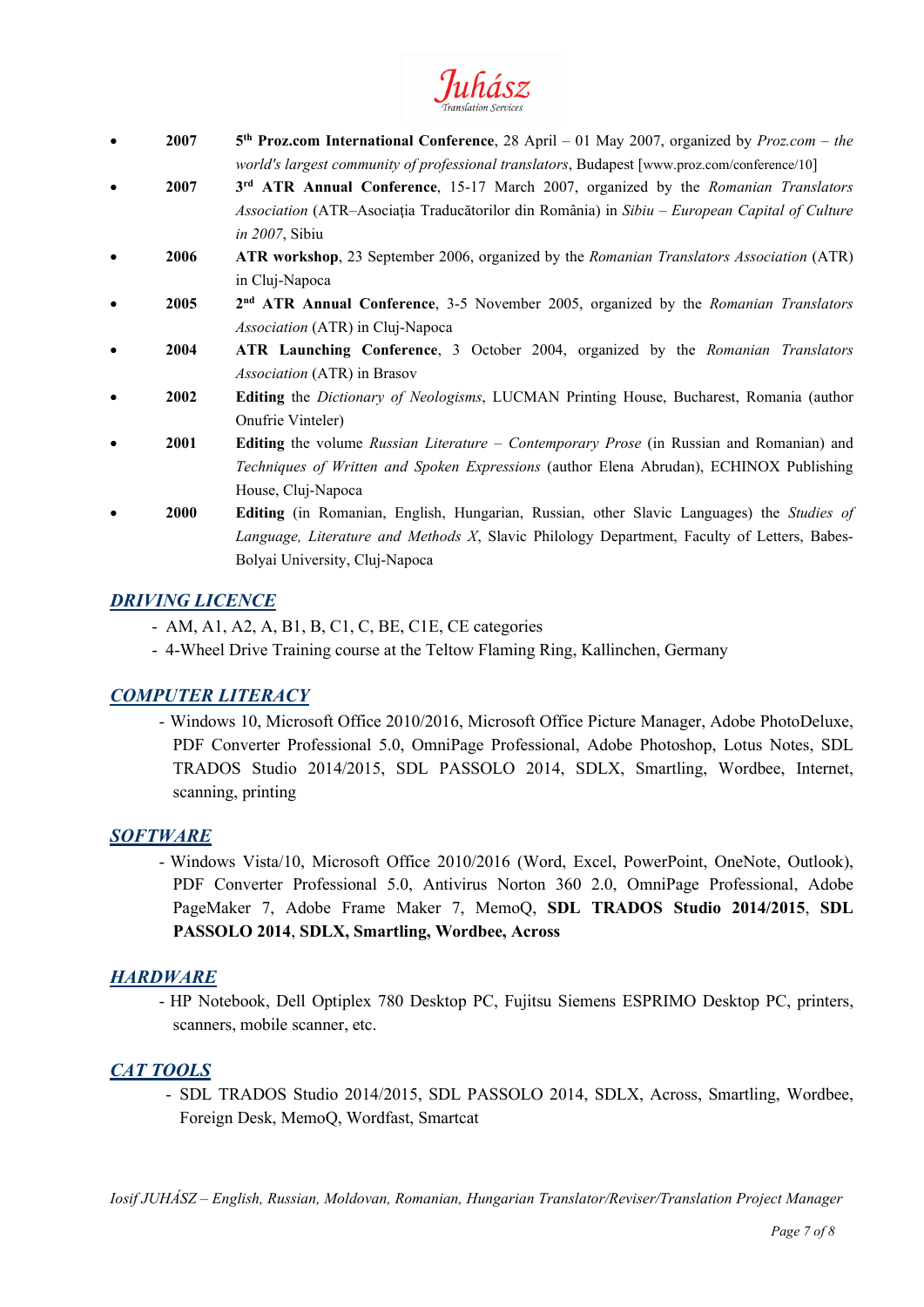- **2007** **5th Proz.com International Conference**, 28 April – 01 May 2007, organized by *Proz.com – the world's largest community of professional translators*, Budapest [www.proz.com/conference/10]
- **2007** **3rd ATR Annual Conference**, 15-17 March 2007, organized by the *Romanian Translators Association* (ATR–Asociația Traducătorilor din România) in *Sibiu – European Capital of Culture in 2007*, Sibiu
- **2006** **ATR workshop**, 23 September 2006, organized by the *Romanian Translators Association* (ATR) in Cluj-Napoca
- **2005** **2nd ATR Annual Conference**, 3-5 November 2005, organized by the *Romanian Translators Association* (ATR) in Cluj-Napoca
- **2004** **ATR Launching Conference**, 3 October 2004, organized by the *Romanian Translators Association* (ATR) in Brasov
- **2002** **Editing** the *Dictionary of Neologisms*, LUCMAN Printing House, Bucharest, Romania (author Onufrie Vinteler)
- **2001** **Editing** the volume *Russian Literature – Contemporary Prose* (in Russian and Romanian) and *Techniques of Written and Spoken Expressions* (author Elena Abrudan), ECHINOX Publishing House, Cluj-Napoca
- **2000** **Editing** (in Romanian, English, Hungarian, Russian, other Slavic Languages) the *Studies of Language, Literature and Methods X*, Slavic Philology Department, Faculty of Letters, Babes-Bolyai University, Cluj-Napoca

## *DRIVING LICENCE*

- AM, A1, A2, A, B1, B, C1, C, BE, C1E, CE categories
- 4-Wheel Drive Training course at the Teltow Flaming Ring, Kallinchen, Germany

## *COMPUTER LITERACY*

- Windows 10, Microsoft Office 2010/2016, Microsoft Office Picture Manager, Adobe PhotoDeluxe, PDF Converter Professional 5.0, OmniPage Professional, Adobe Photoshop, Lotus Notes, SDL TRADOS Studio 2014/2015, SDL PASSOLO 2014, SDLX, Smartling, Wordbee, Internet, scanning, printing

## *SOFTWARE*

- Windows Vista/10, Microsoft Office 2010/2016 (Word, Excel, PowerPoint, OneNote, Outlook), PDF Converter Professional 5.0, Antivirus Norton 360 2.0, OmniPage Professional, Adobe PageMaker 7, Adobe Frame Maker 7, MemoQ, **SDL TRADOS Studio 2014/2015**, **SDL PASSOLO 2014**, **SDLX, Smartling, Wordbee, Across**

## *HARDWARE*

- HP Notebook, Dell Optiplex 780 Desktop PC, Fujitsu Siemens ESPRIMO Desktop PC, printers, scanners, mobile scanner, etc.

## *CAT TOOLS*

- SDL TRADOS Studio 2014/2015, SDL PASSOLO 2014, SDLX, Across, Smartling, Wordbee, Foreign Desk, MemoQ, Wordfast, Smartcat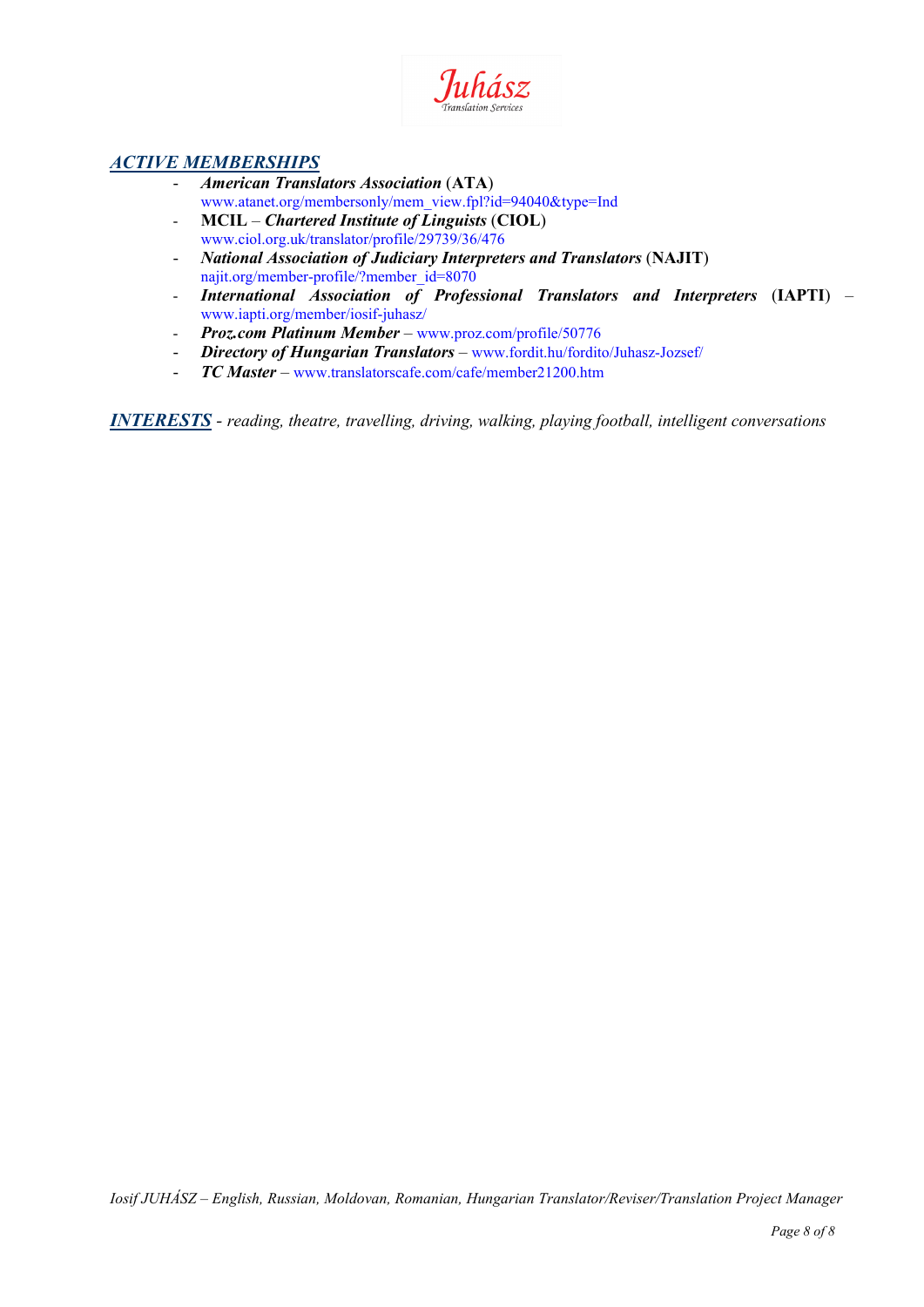## *ACTIVE MEMBERSHIPS*

- ***American Translators Association*** **(ATA)**
  www.atanet.org/membersonly/mem_view.fpl?id=94040&type=Ind
- **MCIL** – ***Chartered Institute of Linguists*** **(CIOL)**
  www.ciol.org.uk/translator/profile/29739/36/476
- ***National Association of Judiciary Interpreters and Translators*** **(NAJIT)**
  najit.org/member-profile/?member_id=8070
- ***International Association of Professional Translators and Interpreters*** **(IAPTI)** – www.iapti.org/member/iosif-juhasz/
- ***Proz.com Platinum Member*** – www.proz.com/profile/50776
- ***Directory of Hungarian Translators*** – www.fordit.hu/fordito/Juhasz-Jozsef/
- ***TC Master*** – www.translatorscafe.com/cafe/member21200.htm

***INTERESTS*** - *reading, theatre, travelling, driving, walking, playing football, intelligent conversations*